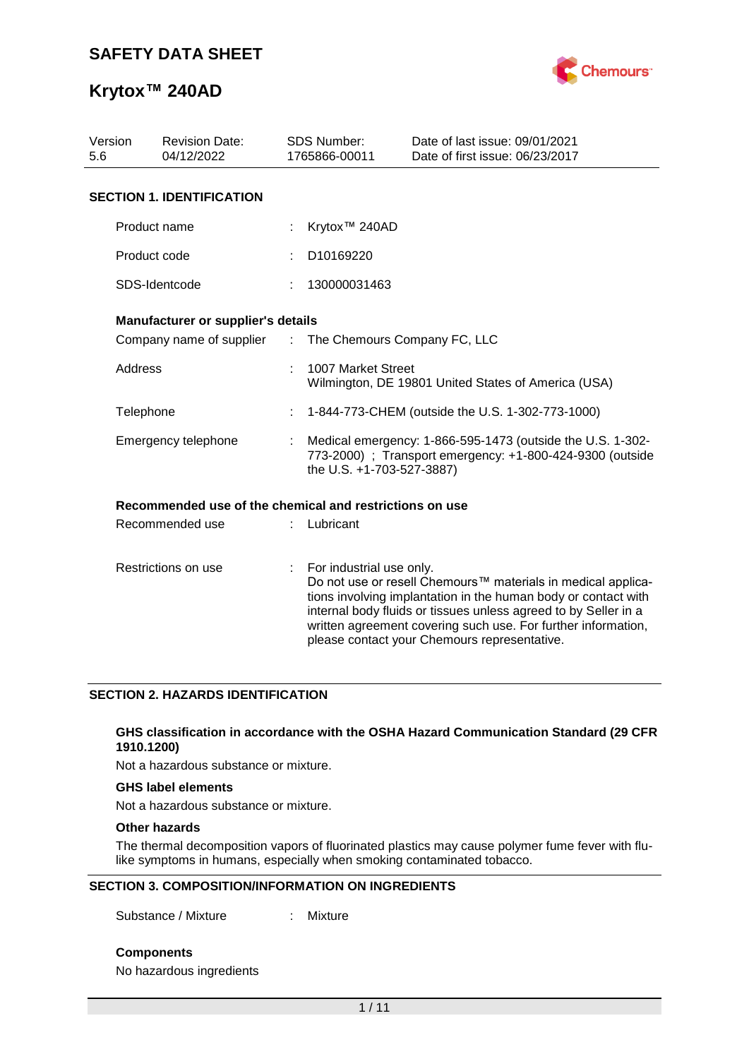# SAFETY DATA SHEET

# Krytox™ 240AD

| Version | Revision Date: | SDS Number: | Date of last issue: 09/01/2021 |
| --- | --- | --- | --- |
| 5.6 | 04/12/2022 | 1765866-00011 | Date of first issue: 06/23/2017 |

## SECTION 1. IDENTIFICATION

Product name : Krytox™ 240AD

Product code : D10169220

SDS-Identcode : 130000031463

### Manufacturer or supplier's details

Company name of supplier : The Chemours Company FC, LLC

Address : 1007 Market Street
Wilmington, DE 19801 United States of America (USA)

Telephone : 1-844-773-CHEM (outside the U.S. 1-302-773-1000)

Emergency telephone : Medical emergency: 1-866-595-1473 (outside the U.S. 1-302-773-2000) ; Transport emergency: +1-800-424-9300 (outside the U.S. +1-703-527-3887)

### Recommended use of the chemical and restrictions on use

Recommended use : Lubricant

Restrictions on use : For industrial use only.
Do not use or resell Chemours™ materials in medical applications involving implantation in the human body or contact with internal body fluids or tissues unless agreed to by Seller in a written agreement covering such use. For further information, please contact your Chemours representative.

## SECTION 2. HAZARDS IDENTIFICATION

### GHS classification in accordance with the OSHA Hazard Communication Standard (29 CFR 1910.1200)

Not a hazardous substance or mixture.

### GHS label elements

Not a hazardous substance or mixture.

### Other hazards

The thermal decomposition vapors of fluorinated plastics may cause polymer fume fever with flu-like symptoms in humans, especially when smoking contaminated tobacco.

## SECTION 3. COMPOSITION/INFORMATION ON INGREDIENTS

Substance / Mixture : Mixture

### Components

No hazardous ingredients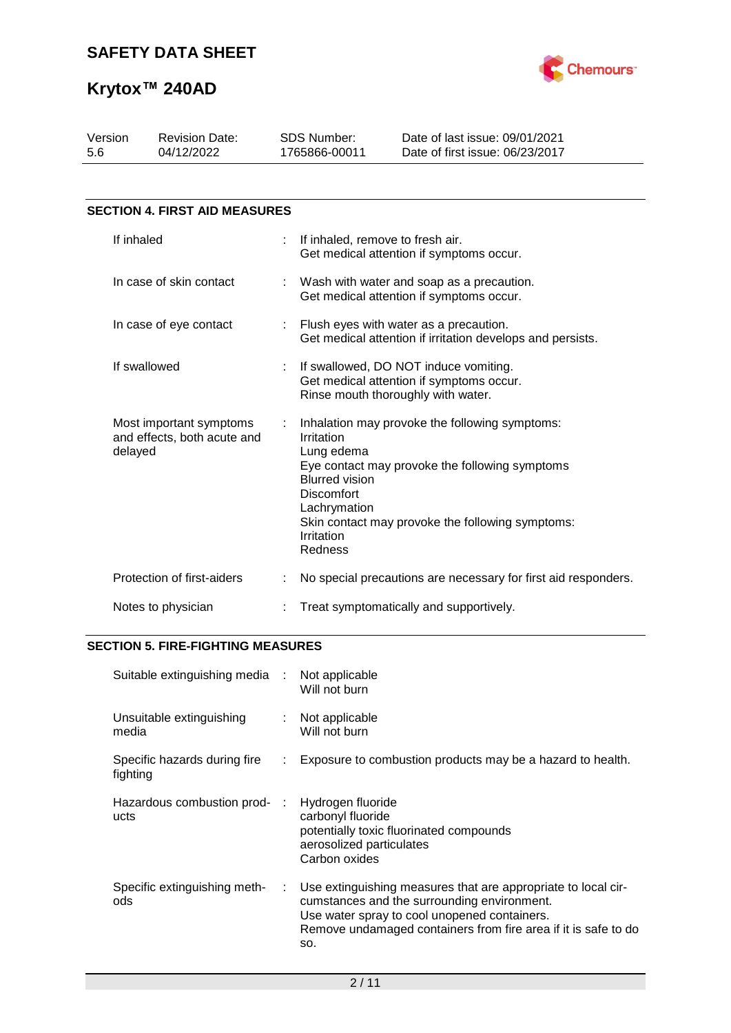## SECTION 4. FIRST AID MEASURES

| | |
|---|---|
| If inhaled | If inhaled, remove to fresh air.<br>Get medical attention if symptoms occur. |
| In case of skin contact | Wash with water and soap as a precaution.<br>Get medical attention if symptoms occur. |
| In case of eye contact | Flush eyes with water as a precaution.<br>Get medical attention if irritation develops and persists. |
| If swallowed | If swallowed, DO NOT induce vomiting.<br>Get medical attention if symptoms occur.<br>Rinse mouth thoroughly with water. |
| Most important symptoms and effects, both acute and delayed | Inhalation may provoke the following symptoms:<br>Irritation<br>Lung edema<br>Eye contact may provoke the following symptoms<br>Blurred vision<br>Discomfort<br>Lachrymation<br>Skin contact may provoke the following symptoms:<br>Irritation<br>Redness |
| Protection of first-aiders | No special precautions are necessary for first aid responders. |
| Notes to physician | Treat symptomatically and supportively. |

## SECTION 5. FIRE-FIGHTING MEASURES

| | |
|---|---|
| Suitable extinguishing media | Not applicable<br>Will not burn |
| Unsuitable extinguishing media | Not applicable<br>Will not burn |
| Specific hazards during fire fighting | Exposure to combustion products may be a hazard to health. |
| Hazardous combustion products | Hydrogen fluoride<br>carbonyl fluoride<br>potentially toxic fluorinated compounds<br>aerosolized particulates<br>Carbon oxides |
| Specific extinguishing methods | Use extinguishing measures that are appropriate to local circumstances and the surrounding environment.<br>Use water spray to cool unopened containers.<br>Remove undamaged containers from fire area if it is safe to do so. |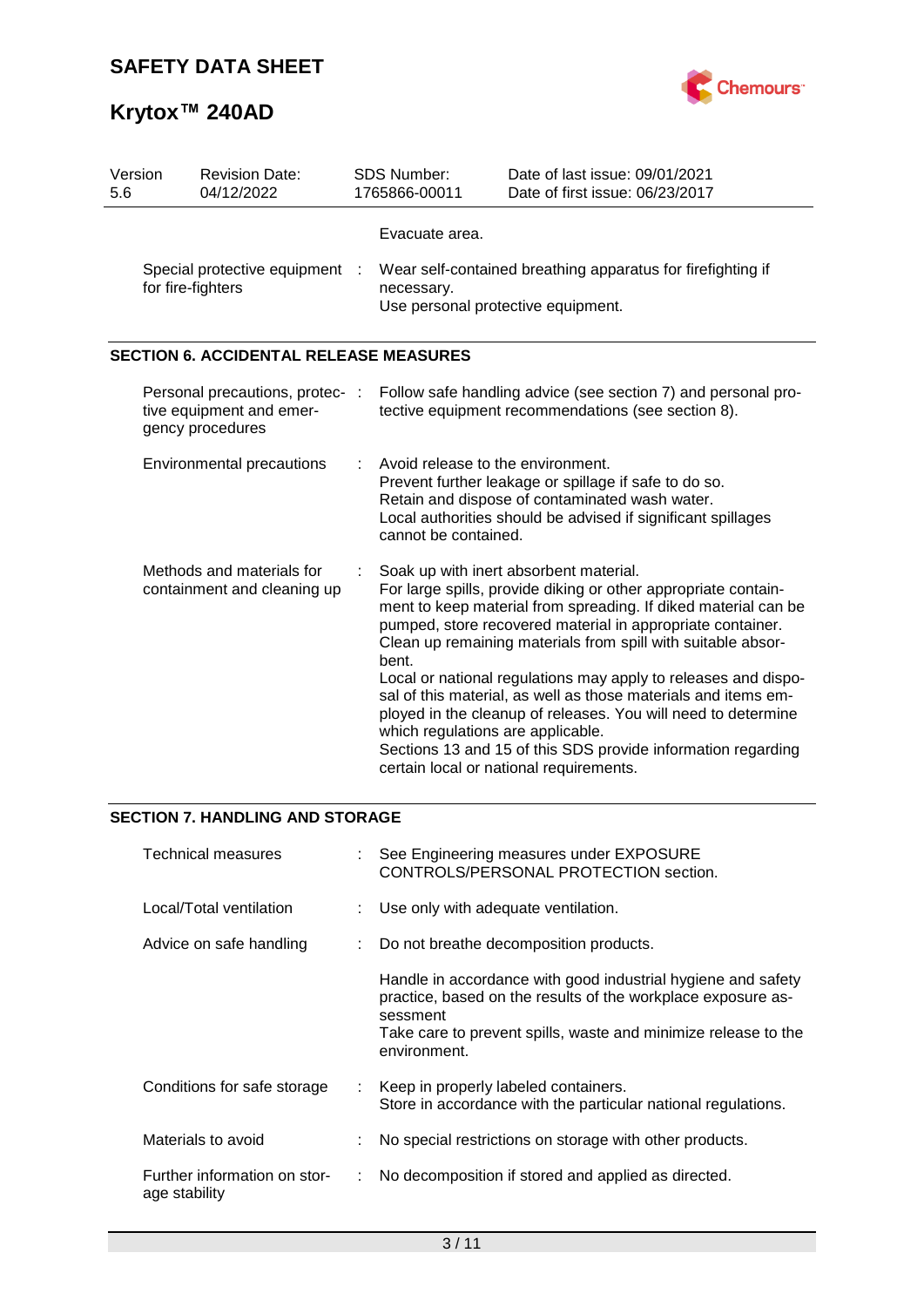|  |  |
|---|---|
|  | Evacuate area. |
| Special protective equipment for fire-fighters | : Wear self-contained breathing apparatus for firefighting if necessary.<br>Use personal protective equipment. |

## SECTION 6. ACCIDENTAL RELEASE MEASURES

| | |
|---|---|
| Personal precautions, protective equipment and emergency procedures | : Follow safe handling advice (see section 7) and personal protective equipment recommendations (see section 8). |
| Environmental precautions | : Avoid release to the environment.<br>Prevent further leakage or spillage if safe to do so.<br>Retain and dispose of contaminated wash water.<br>Local authorities should be advised if significant spillages cannot be contained. |
| Methods and materials for containment and cleaning up | : Soak up with inert absorbent material.<br>For large spills, provide diking or other appropriate containment to keep material from spreading. If diked material can be pumped, store recovered material in appropriate container.<br>Clean up remaining materials from spill with suitable absorbent.<br>Local or national regulations may apply to releases and disposal of this material, as well as those materials and items employed in the cleanup of releases. You will need to determine which regulations are applicable.<br>Sections 13 and 15 of this SDS provide information regarding certain local or national requirements. |

## SECTION 7. HANDLING AND STORAGE

| | |
|---|---|
| Technical measures | : See Engineering measures under EXPOSURE CONTROLS/PERSONAL PROTECTION section. |
| Local/Total ventilation | : Use only with adequate ventilation. |
| Advice on safe handling | : Do not breathe decomposition products.<br><br>Handle in accordance with good industrial hygiene and safety practice, based on the results of the workplace exposure assessment<br>Take care to prevent spills, waste and minimize release to the environment. |
| Conditions for safe storage | : Keep in properly labeled containers.<br>Store in accordance with the particular national regulations. |
| Materials to avoid | : No special restrictions on storage with other products. |
| Further information on storage stability | : No decomposition if stored and applied as directed. |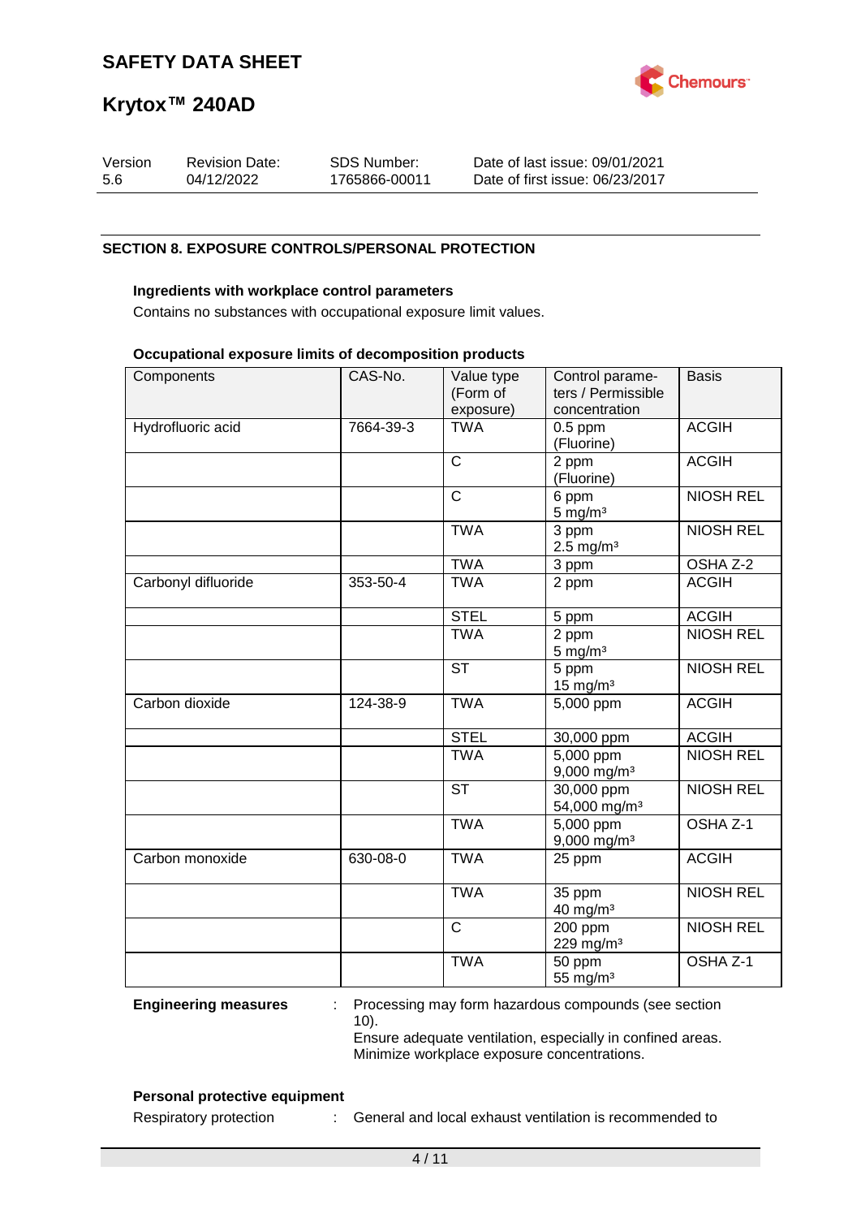## SECTION 8. EXPOSURE CONTROLS/PERSONAL PROTECTION

**Ingredients with workplace control parameters**

Contains no substances with occupational exposure limit values.

**Occupational exposure limits of decomposition products**

| Components | CAS-No. | Value type (Form of exposure) | Control parameters / Permissible concentration | Basis |
|---|---|---|---|---|
| Hydrofluoric acid | 7664-39-3 | TWA | 0.5 ppm (Fluorine) | ACGIH |
| | | C | 2 ppm (Fluorine) | ACGIH |
| | | C | 6 ppm 5 mg/m³ | NIOSH REL |
| | | TWA | 3 ppm 2.5 mg/m³ | NIOSH REL |
| | | TWA | 3 ppm | OSHA Z-2 |
| Carbonyl difluoride | 353-50-4 | TWA | 2 ppm | ACGIH |
| | | STEL | 5 ppm | ACGIH |
| | | TWA | 2 ppm 5 mg/m³ | NIOSH REL |
| | | ST | 5 ppm 15 mg/m³ | NIOSH REL |
| Carbon dioxide | 124-38-9 | TWA | 5,000 ppm | ACGIH |
| | | STEL | 30,000 ppm | ACGIH |
| | | TWA | 5,000 ppm 9,000 mg/m³ | NIOSH REL |
| | | ST | 30,000 ppm 54,000 mg/m³ | NIOSH REL |
| | | TWA | 5,000 ppm 9,000 mg/m³ | OSHA Z-1 |
| Carbon monoxide | 630-08-0 | TWA | 25 ppm | ACGIH |
| | | TWA | 35 ppm 40 mg/m³ | NIOSH REL |
| | | C | 200 ppm 229 mg/m³ | NIOSH REL |
| | | TWA | 50 ppm 55 mg/m³ | OSHA Z-1 |

**Engineering measures** : Processing may form hazardous compounds (see section 10).
Ensure adequate ventilation, especially in confined areas.
Minimize workplace exposure concentrations.

**Personal protective equipment**

Respiratory protection : General and local exhaust ventilation is recommended to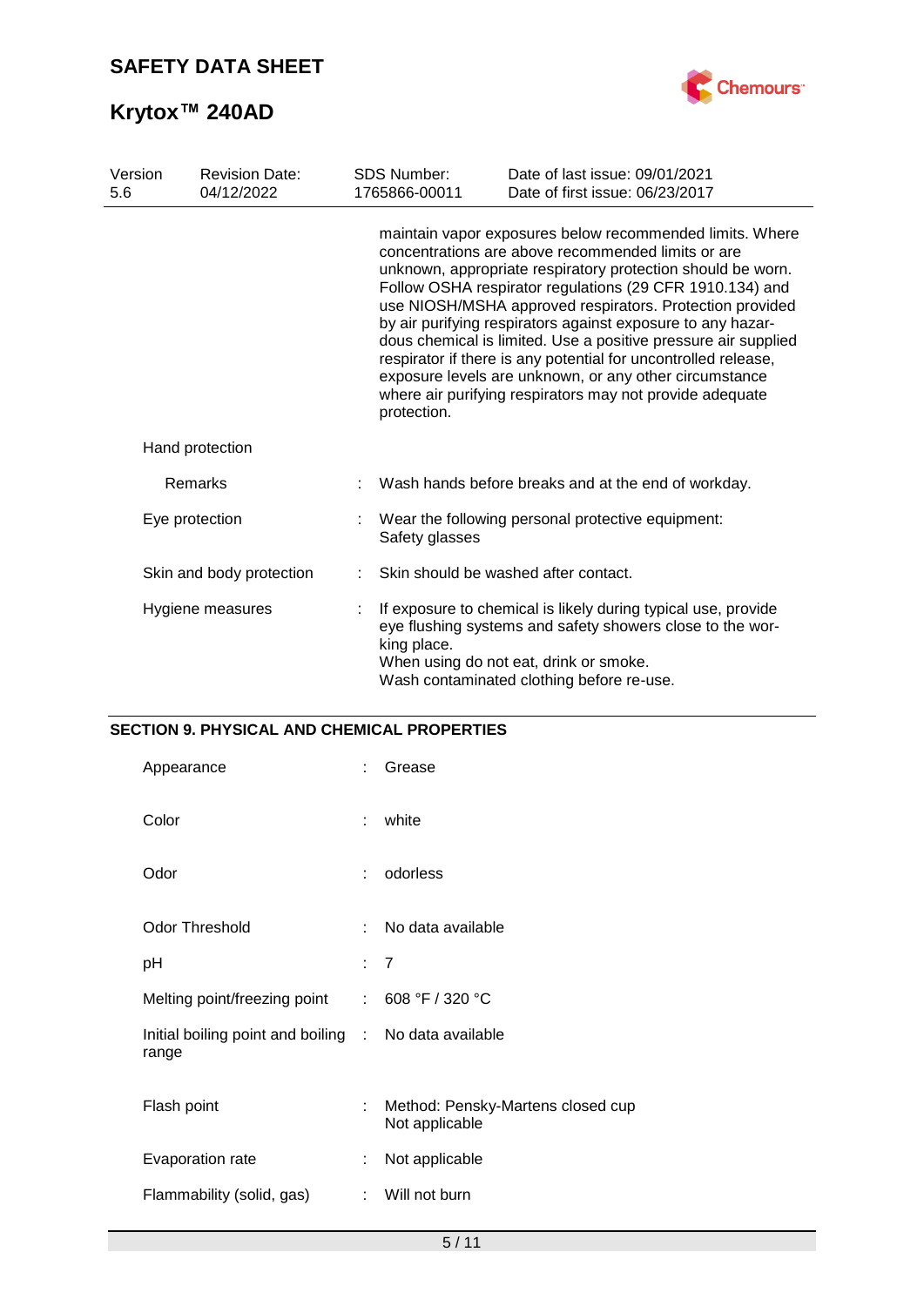| Version | Revision Date: | SDS Number: | Date of last issue: 09/01/2021 |
|---|---|---|---|
| 5.6 | 04/12/2022 | 1765866-00011 | Date of first issue: 06/23/2017 |

maintain vapor exposures below recommended limits. Where concentrations are above recommended limits or are unknown, appropriate respiratory protection should be worn. Follow OSHA respirator regulations (29 CFR 1910.134) and use NIOSH/MSHA approved respirators. Protection provided by air purifying respirators against exposure to any hazardous chemical is limited. Use a positive pressure air supplied respirator if there is any potential for uncontrolled release, exposure levels are unknown, or any other circumstance where air purifying respirators may not provide adequate protection.

Hand protection

| | | |
|---|---|---|
| Remarks | : | Wash hands before breaks and at the end of workday. |
| Eye protection | : | Wear the following personal protective equipment: Safety glasses |
| Skin and body protection | : | Skin should be washed after contact. |
| Hygiene measures | : | If exposure to chemical is likely during typical use, provide eye flushing systems and safety showers close to the working place. When using do not eat, drink or smoke. Wash contaminated clothing before re-use. |

## SECTION 9. PHYSICAL AND CHEMICAL PROPERTIES

| | | |
|---|---|---|
| Appearance | : | Grease |
| Color | : | white |
| Odor | : | odorless |
| Odor Threshold | : | No data available |
| pH | : | 7 |
| Melting point/freezing point | : | 608 °F / 320 °C |
| Initial boiling point and boiling range | : | No data available |
| Flash point | : | Method: Pensky-Martens closed cup<br>Not applicable |
| Evaporation rate | : | Not applicable |
| Flammability (solid, gas) | : | Will not burn |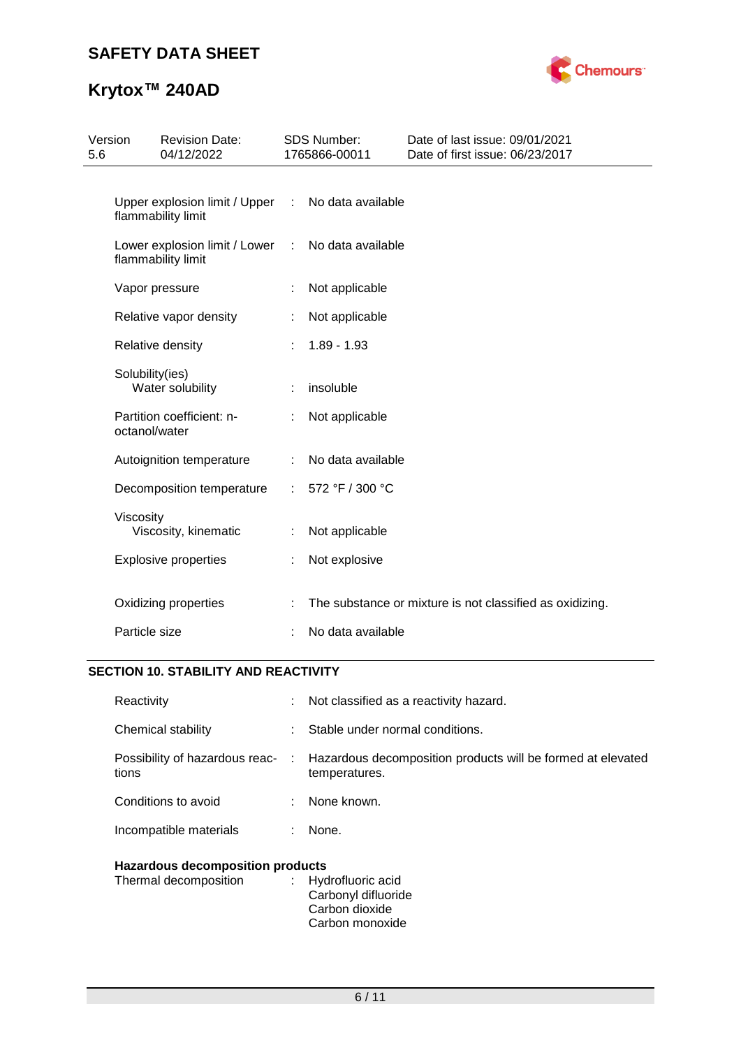| | | |
|---|---|---|
| Upper explosion limit / Upper flammability limit | : | No data available |
| Lower explosion limit / Lower flammability limit | : | No data available |
| Vapor pressure | : | Not applicable |
| Relative vapor density | : | Not applicable |
| Relative density | : | 1.89 - 1.93 |
| Solubility(ies) Water solubility | : | insoluble |
| Partition coefficient: n-octanol/water | : | Not applicable |
| Autoignition temperature | : | No data available |
| Decomposition temperature | : | 572 °F / 300 °C |
| Viscosity Viscosity, kinematic | : | Not applicable |
| Explosive properties | : | Not explosive |
| Oxidizing properties | : | The substance or mixture is not classified as oxidizing. |
| Particle size | : | No data available |

## SECTION 10. STABILITY AND REACTIVITY

| | | |
|---|---|---|
| Reactivity | : | Not classified as a reactivity hazard. |
| Chemical stability | : | Stable under normal conditions. |
| Possibility of hazardous reactions | : | Hazardous decomposition products will be formed at elevated temperatures. |
| Conditions to avoid | : | None known. |
| Incompatible materials | : | None. |

**Hazardous decomposition products**

| | | |
|---|---|---|
| Thermal decomposition | : | Hydrofluoric acid<br>Carbonyl difluoride<br>Carbon dioxide<br>Carbon monoxide |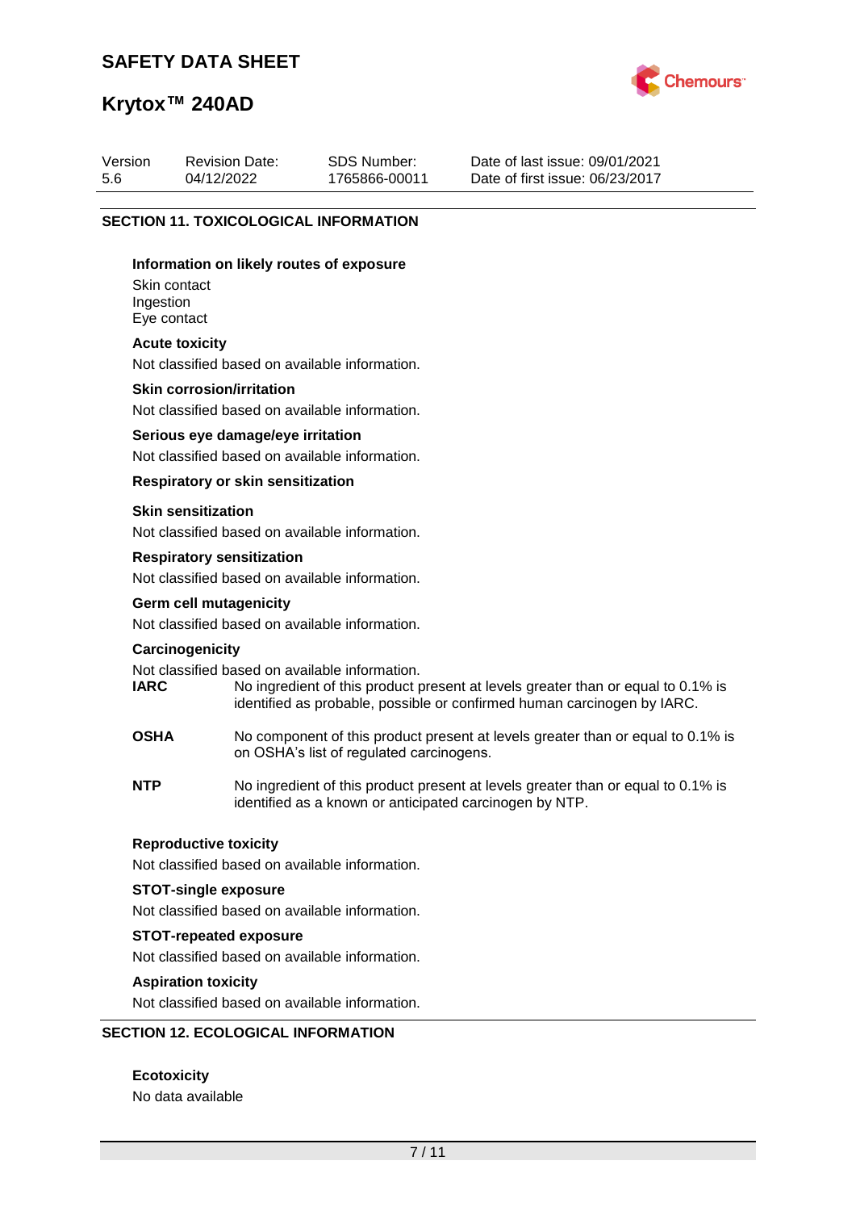## SECTION 11. TOXICOLOGICAL INFORMATION

**Information on likely routes of exposure**

Skin contact
Ingestion
Eye contact

**Acute toxicity**

Not classified based on available information.

**Skin corrosion/irritation**

Not classified based on available information.

**Serious eye damage/eye irritation**

Not classified based on available information.

**Respiratory or skin sensitization**

**Skin sensitization**

Not classified based on available information.

**Respiratory sensitization**

Not classified based on available information.

**Germ cell mutagenicity**

Not classified based on available information.

**Carcinogenicity**

Not classified based on available information.

**IARC** No ingredient of this product present at levels greater than or equal to 0.1% is identified as probable, possible or confirmed human carcinogen by IARC.

**OSHA** No component of this product present at levels greater than or equal to 0.1% is on OSHA's list of regulated carcinogens.

**NTP** No ingredient of this product present at levels greater than or equal to 0.1% is identified as a known or anticipated carcinogen by NTP.

**Reproductive toxicity**

Not classified based on available information.

**STOT-single exposure**

Not classified based on available information.

**STOT-repeated exposure**

Not classified based on available information.

**Aspiration toxicity**

Not classified based on available information.

## SECTION 12. ECOLOGICAL INFORMATION

**Ecotoxicity**

No data available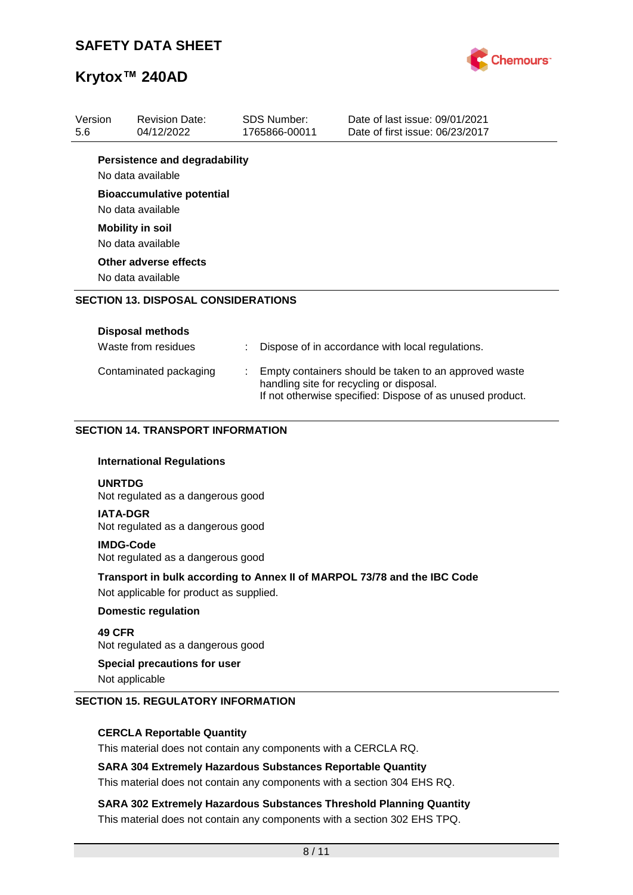**Persistence and degradability**

No data available

**Bioaccumulative potential**

No data available

**Mobility in soil**

No data available

**Other adverse effects**

No data available

## SECTION 13. DISPOSAL CONSIDERATIONS

**Disposal methods**

| | |
|---|---|
| Waste from residues | : Dispose of in accordance with local regulations. |
| Contaminated packaging | : Empty containers should be taken to an approved waste handling site for recycling or disposal. If not otherwise specified: Dispose of as unused product. |

## SECTION 14. TRANSPORT INFORMATION

**International Regulations**

**UNRTDG**
Not regulated as a dangerous good

**IATA-DGR**
Not regulated as a dangerous good

**IMDG-Code**
Not regulated as a dangerous good

**Transport in bulk according to Annex II of MARPOL 73/78 and the IBC Code**

Not applicable for product as supplied.

**Domestic regulation**

**49 CFR**
Not regulated as a dangerous good

**Special precautions for user**

Not applicable

## SECTION 15. REGULATORY INFORMATION

**CERCLA Reportable Quantity**

This material does not contain any components with a CERCLA RQ.

**SARA 304 Extremely Hazardous Substances Reportable Quantity**

This material does not contain any components with a section 304 EHS RQ.

**SARA 302 Extremely Hazardous Substances Threshold Planning Quantity**

This material does not contain any components with a section 302 EHS TPQ.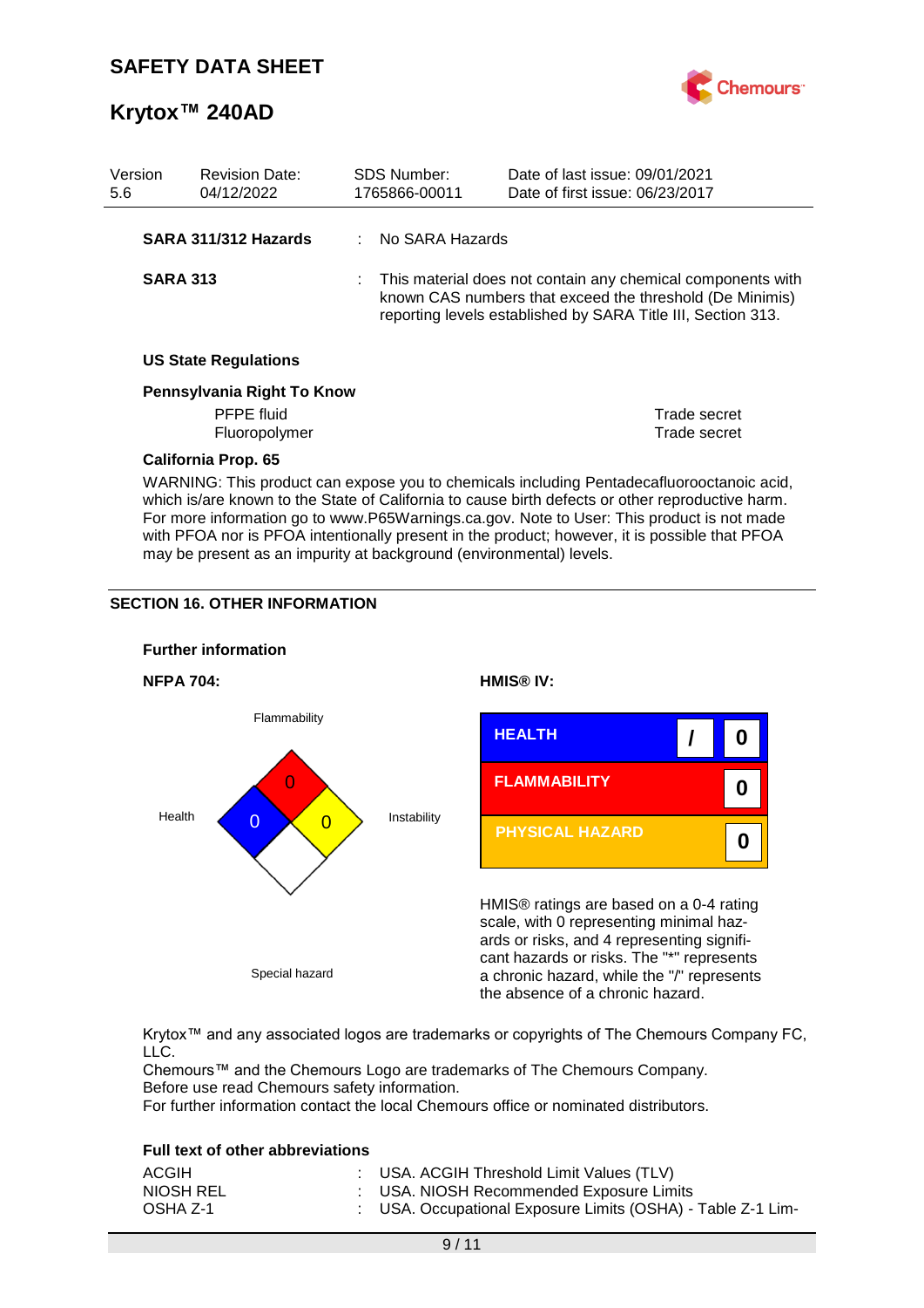| Version | Revision Date: | SDS Number: | Date of last issue: 09/01/2021 |
|---|---|---|---|
| 5.6 | 04/12/2022 | 1765866-00011 | Date of first issue: 06/23/2017 |

**SARA 311/312 Hazards** : No SARA Hazards

**SARA 313** : This material does not contain any chemical components with known CAS numbers that exceed the threshold (De Minimis) reporting levels established by SARA Title III, Section 313.

**US State Regulations**

**Pennsylvania Right To Know**

| | |
|---|---|
| PFPE fluid | Trade secret |
| Fluoropolymer | Trade secret |

**California Prop. 65**

WARNING: This product can expose you to chemicals including Pentadecafluorooctanoic acid, which is/are known to the State of California to cause birth defects or other reproductive harm. For more information go to www.P65Warnings.ca.gov. Note to User: This product is not made with PFOA nor is PFOA intentionally present in the product; however, it is possible that PFOA may be present as an impurity at background (environmental) levels.

## SECTION 16. OTHER INFORMATION

**Further information**

**NFPA 704:**

Flammability: 0
Health: 0
Instability: 0
Special hazard

**HMIS® IV:**

| | | |
|---|---|---|
| HEALTH | / | 0 |
| FLAMMABILITY | | 0 |
| PHYSICAL HAZARD | | 0 |

HMIS® ratings are based on a 0-4 rating scale, with 0 representing minimal hazards or risks, and 4 representing significant hazards or risks. The "*" represents a chronic hazard, while the "/" represents the absence of a chronic hazard.

Krytox™ and any associated logos are trademarks or copyrights of The Chemours Company FC, LLC.
Chemours™ and the Chemours Logo are trademarks of The Chemours Company.
Before use read Chemours safety information.
For further information contact the local Chemours office or nominated distributors.

**Full text of other abbreviations**

ACGIH : USA. ACGIH Threshold Limit Values (TLV)
NIOSH REL : USA. NIOSH Recommended Exposure Limits
OSHA Z-1 : USA. Occupational Exposure Limits (OSHA) - Table Z-1 Lim-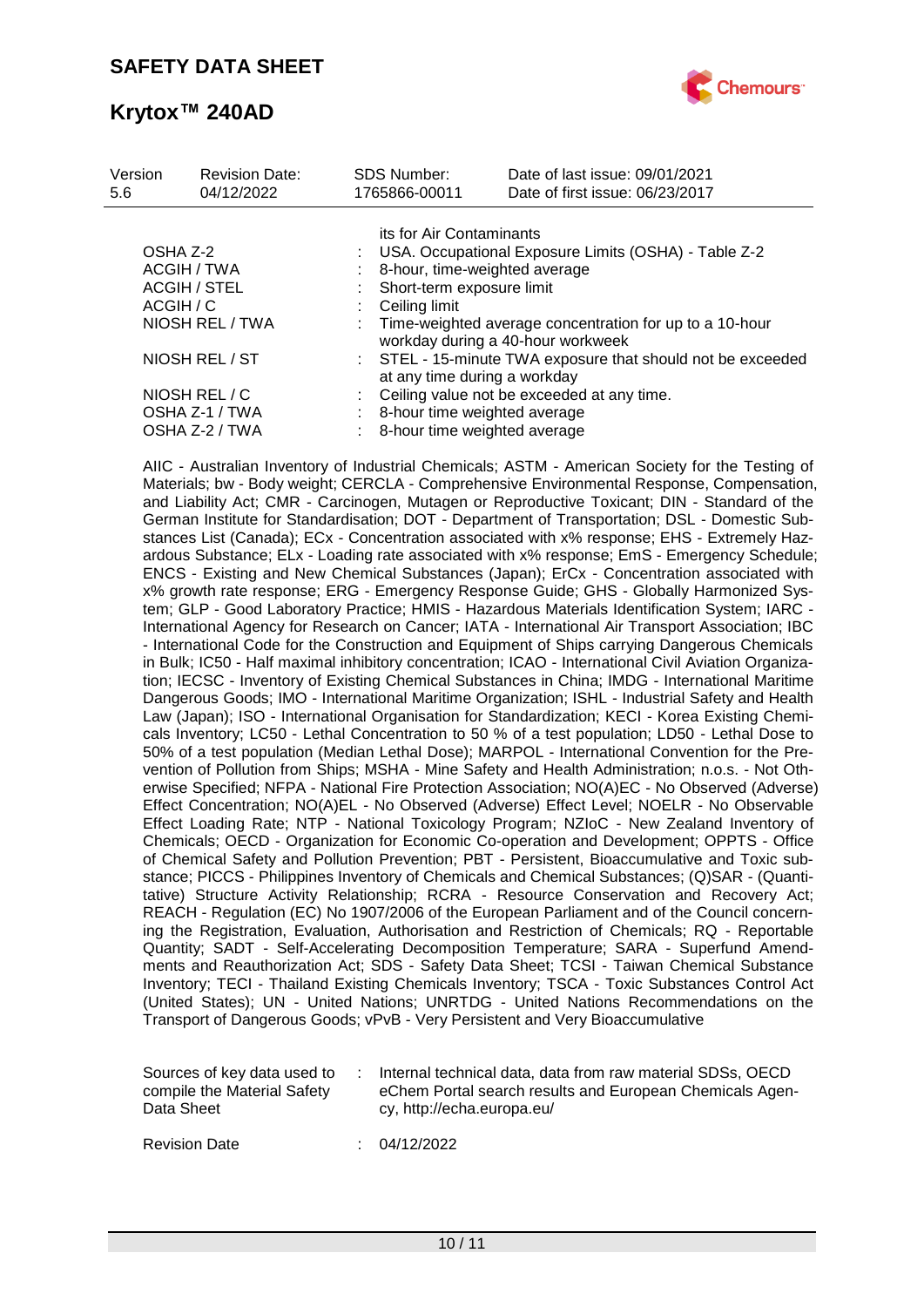| | | |
|---|---|---|
| | | its for Air Contaminants |
| OSHA Z-2 | : | USA. Occupational Exposure Limits (OSHA) - Table Z-2 |
| ACGIH / TWA | : | 8-hour, time-weighted average |
| ACGIH / STEL | : | Short-term exposure limit |
| ACGIH / C | : | Ceiling limit |
| NIOSH REL / TWA | : | Time-weighted average concentration for up to a 10-hour workday during a 40-hour workweek |
| NIOSH REL / ST | : | STEL - 15-minute TWA exposure that should not be exceeded at any time during a workday |
| NIOSH REL / C | : | Ceiling value not be exceeded at any time. |
| OSHA Z-1 / TWA | : | 8-hour time weighted average |
| OSHA Z-2 / TWA | : | 8-hour time weighted average |

AIIC - Australian Inventory of Industrial Chemicals; ASTM - American Society for the Testing of Materials; bw - Body weight; CERCLA - Comprehensive Environmental Response, Compensation, and Liability Act; CMR - Carcinogen, Mutagen or Reproductive Toxicant; DIN - Standard of the German Institute for Standardisation; DOT - Department of Transportation; DSL - Domestic Substances List (Canada); ECx - Concentration associated with x% response; EHS - Extremely Hazardous Substance; ELx - Loading rate associated with x% response; EmS - Emergency Schedule; ENCS - Existing and New Chemical Substances (Japan); ErCx - Concentration associated with x% growth rate response; ERG - Emergency Response Guide; GHS - Globally Harmonized System; GLP - Good Laboratory Practice; HMIS - Hazardous Materials Identification System; IARC - International Agency for Research on Cancer; IATA - International Air Transport Association; IBC - International Code for the Construction and Equipment of Ships carrying Dangerous Chemicals in Bulk; IC50 - Half maximal inhibitory concentration; ICAO - International Civil Aviation Organization; IECSC - Inventory of Existing Chemical Substances in China; IMDG - International Maritime Dangerous Goods; IMO - International Maritime Organization; ISHL - Industrial Safety and Health Law (Japan); ISO - International Organisation for Standardization; KECI - Korea Existing Chemicals Inventory; LC50 - Lethal Concentration to 50 % of a test population; LD50 - Lethal Dose to 50% of a test population (Median Lethal Dose); MARPOL - International Convention for the Prevention of Pollution from Ships; MSHA - Mine Safety and Health Administration; n.o.s. - Not Otherwise Specified; NFPA - National Fire Protection Association; NO(A)EC - No Observed (Adverse) Effect Concentration; NO(A)EL - No Observed (Adverse) Effect Level; NOELR - No Observable Effect Loading Rate; NTP - National Toxicology Program; NZIoC - New Zealand Inventory of Chemicals; OECD - Organization for Economic Co-operation and Development; OPPTS - Office of Chemical Safety and Pollution Prevention; PBT - Persistent, Bioaccumulative and Toxic substance; PICCS - Philippines Inventory of Chemicals and Chemical Substances; (Q)SAR - (Quantitative) Structure Activity Relationship; RCRA - Resource Conservation and Recovery Act; REACH - Regulation (EC) No 1907/2006 of the European Parliament and of the Council concerning the Registration, Evaluation, Authorisation and Restriction of Chemicals; RQ - Reportable Quantity; SADT - Self-Accelerating Decomposition Temperature; SARA - Superfund Amendments and Reauthorization Act; SDS - Safety Data Sheet; TCSI - Taiwan Chemical Substance Inventory; TECI - Thailand Existing Chemicals Inventory; TSCA - Toxic Substances Control Act (United States); UN - United Nations; UNRTDG - United Nations Recommendations on the Transport of Dangerous Goods; vPvB - Very Persistent and Very Bioaccumulative

| | | |
|---|---|---|
| Sources of key data used to compile the Material Safety Data Sheet | : | Internal technical data, data from raw material SDSs, OECD eChem Portal search results and European Chemicals Agency, http://echa.europa.eu/ |
| Revision Date | : | 04/12/2022 |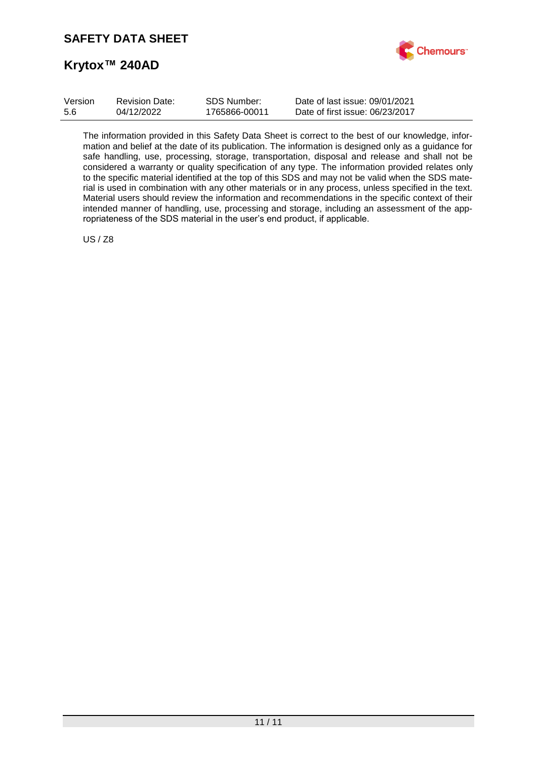The information provided in this Safety Data Sheet is correct to the best of our knowledge, information and belief at the date of its publication. The information is designed only as a guidance for safe handling, use, processing, storage, transportation, disposal and release and shall not be considered a warranty or quality specification of any type. The information provided relates only to the specific material identified at the top of this SDS and may not be valid when the SDS material is used in combination with any other materials or in any process, unless specified in the text. Material users should review the information and recommendations in the specific context of their intended manner of handling, use, processing and storage, including an assessment of the appropriateness of the SDS material in the user's end product, if applicable.

US / Z8